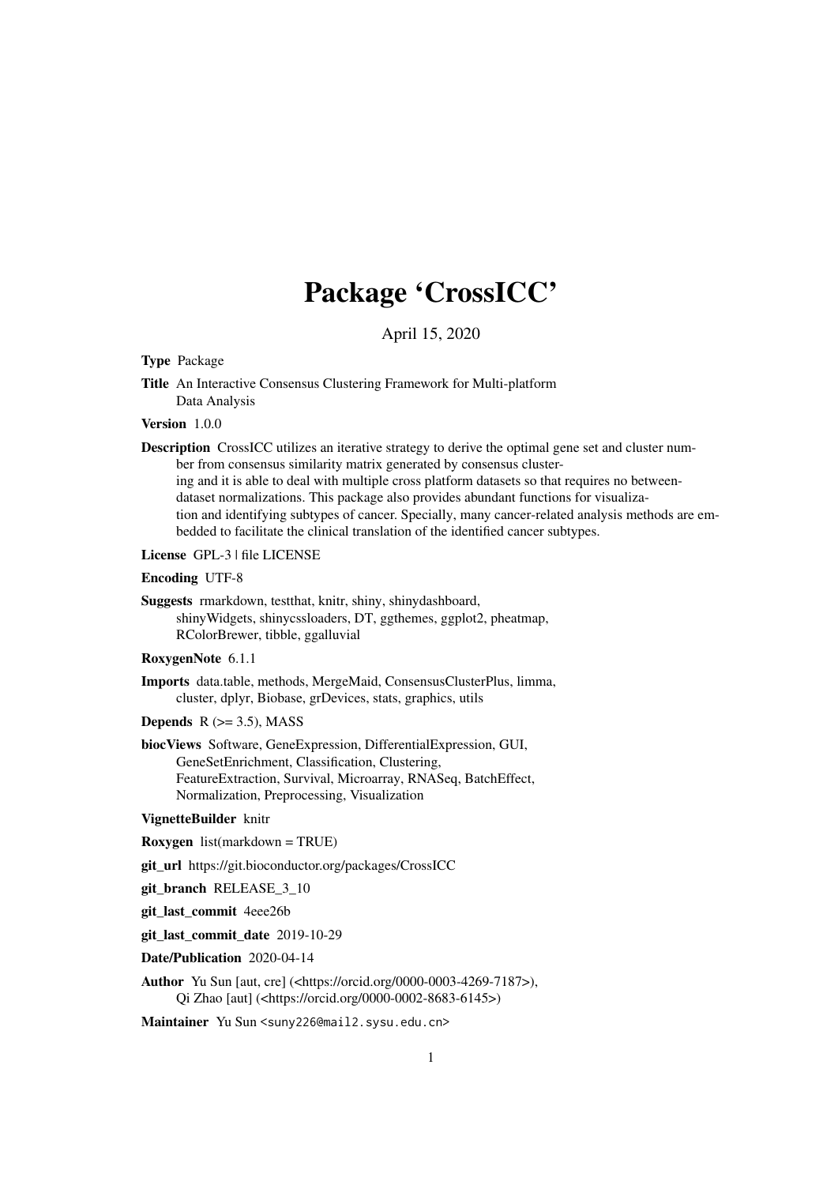# Package 'CrossICC'

April 15, 2020

**Type** Package

**Title** An Interactive Consensus Clustering Framework for Multi-platform Data Analysis

**Version** 1.0.0

**Description** CrossICC utilizes an iterative strategy to derive the optimal gene set and cluster number from consensus similarity matrix generated by consensus clustering and it is able to deal with multiple cross platform datasets so that requires no between-dataset normalizations. This package also provides abundant functions for visualization and identifying subtypes of cancer. Specially, many cancer-related analysis methods are embedded to facilitate the clinical translation of the identified cancer subtypes.

**License** GPL-3 | file LICENSE

**Encoding** UTF-8

**Suggests** rmarkdown, testthat, knitr, shiny, shinydashboard, shinyWidgets, shinycssloaders, DT, ggthemes, ggplot2, pheatmap, RColorBrewer, tibble, ggalluvial

**RoxygenNote** 6.1.1

**Imports** data.table, methods, MergeMaid, ConsensusClusterPlus, limma, cluster, dplyr, Biobase, grDevices, stats, graphics, utils

**Depends** R (>= 3.5), MASS

**biocViews** Software, GeneExpression, DifferentialExpression, GUI, GeneSetEnrichment, Classification, Clustering, FeatureExtraction, Survival, Microarray, RNASeq, BatchEffect, Normalization, Preprocessing, Visualization

**VignetteBuilder** knitr

**Roxygen** list(markdown = TRUE)

**git_url** https://git.bioconductor.org/packages/CrossICC

**git_branch** RELEASE_3_10

**git_last_commit** 4eee26b

**git_last_commit_date** 2019-10-29

**Date/Publication** 2020-04-14

**Author** Yu Sun [aut, cre] (<https://orcid.org/0000-0003-4269-7187>), Qi Zhao [aut] (<https://orcid.org/0000-0002-8683-6145>)

**Maintainer** Yu Sun <suny226@mail2.sysu.edu.cn>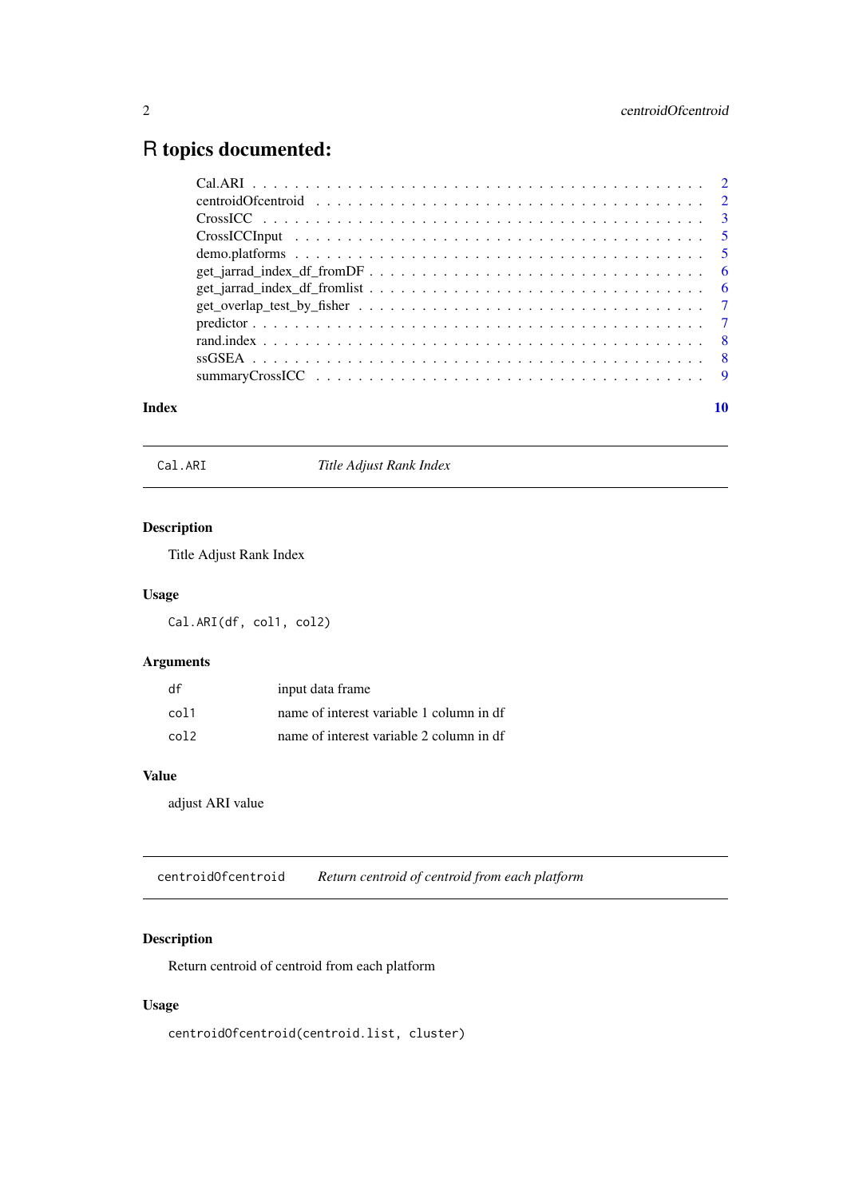# R topics documented:

| | |
|---|---|
| Cal.ARI | 2 |
| centroidOfcentroid | 2 |
| CrossICC | 3 |
| CrossICCInput | 5 |
| demo.platforms | 5 |
| get_jarrad_index_df_fromDF | 6 |
| get_jarrad_index_df_fromlist | 6 |
| get_overlap_test_by_fisher | 7 |
| predictor | 7 |
| rand.index | 8 |
| ssGSEA | 8 |
| summaryCrossICC | 9 |

**Index** 10

---

`Cal.ARI` *Title Adjust Rank Index*

---

### Description

Title Adjust Rank Index

### Usage

```
Cal.ARI(df, col1, col2)
```

### Arguments

| | |
|---|---|
| `df` | input data frame |
| `col1` | name of interest variable 1 column in df |
| `col2` | name of interest variable 2 column in df |

### Value

adjust ARI value

---

`centroidOfcentroid` *Return centroid of centroid from each platform*

---

### Description

Return centroid of centroid from each platform

### Usage

```
centroidOfcentroid(centroid.list, cluster)
```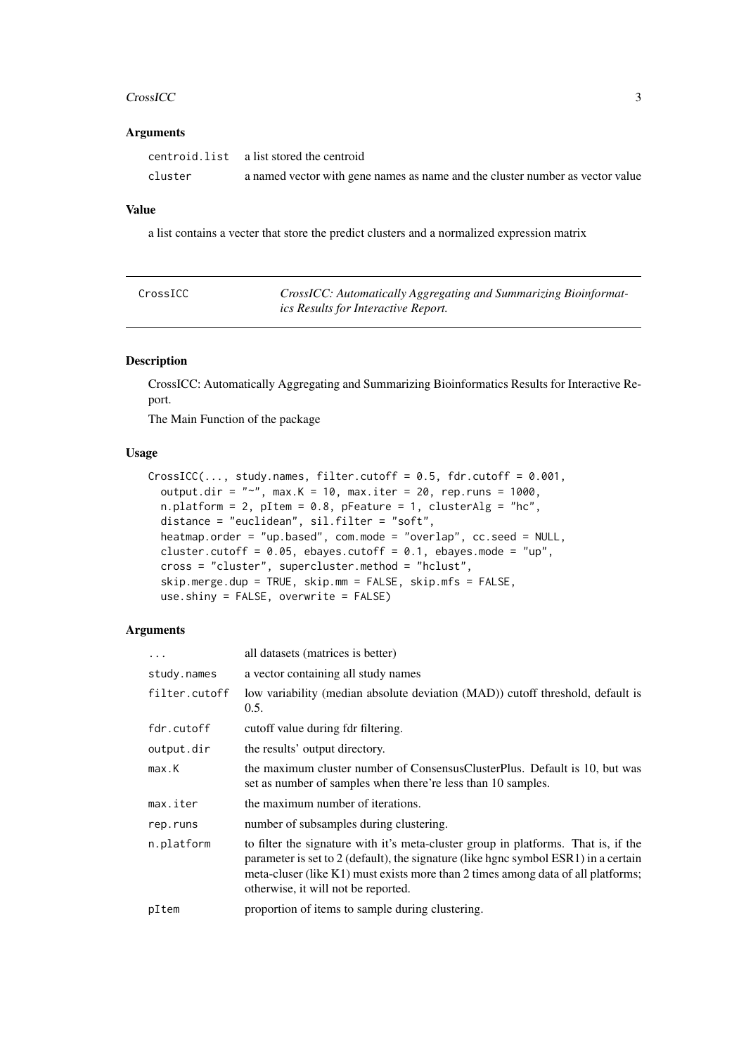## Arguments

| | |
|---|---|
| centroid.list | a list stored the centroid |
| cluster | a named vector with gene names as name and the cluster number as vector value |

## Value

a list contains a vecter that store the predict clusters and a normalized expression matrix

---

CrossICC — *CrossICC: Automatically Aggregating and Summarizing Bioinformatics Results for Interactive Report.*

---

## Description

CrossICC: Automatically Aggregating and Summarizing Bioinformatics Results for Interactive Report.

The Main Function of the package

## Usage

```
CrossICC(..., study.names, filter.cutoff = 0.5, fdr.cutoff = 0.001,
  output.dir = "~", max.K = 10, max.iter = 20, rep.runs = 1000,
  n.platform = 2, pItem = 0.8, pFeature = 1, clusterAlg = "hc",
  distance = "euclidean", sil.filter = "soft",
  heatmap.order = "up.based", com.mode = "overlap", cc.seed = NULL,
  cluster.cutoff = 0.05, ebayes.cutoff = 0.1, ebayes.mode = "up",
  cross = "cluster", supercluster.method = "hclust",
  skip.merge.dup = TRUE, skip.mm = FALSE, skip.mfs = FALSE,
  use.shiny = FALSE, overwrite = FALSE)
```

## Arguments

| | |
|---|---|
| ... | all datasets (matrices is better) |
| study.names | a vector containing all study names |
| filter.cutoff | low variability (median absolute deviation (MAD)) cutoff threshold, default is 0.5. |
| fdr.cutoff | cutoff value during fdr filtering. |
| output.dir | the results' output directory. |
| max.K | the maximum cluster number of ConsensusClusterPlus. Default is 10, but was set as number of samples when there're less than 10 samples. |
| max.iter | the maximum number of iterations. |
| rep.runs | number of subsamples during clustering. |
| n.platform | to filter the signature with it's meta-cluster group in platforms. That is, if the parameter is set to 2 (default), the signature (like hgnc symbol ESR1) in a certain meta-cluser (like K1) must exists more than 2 times among data of all platforms; otherwise, it will not be reported. |
| pItem | proportion of items to sample during clustering. |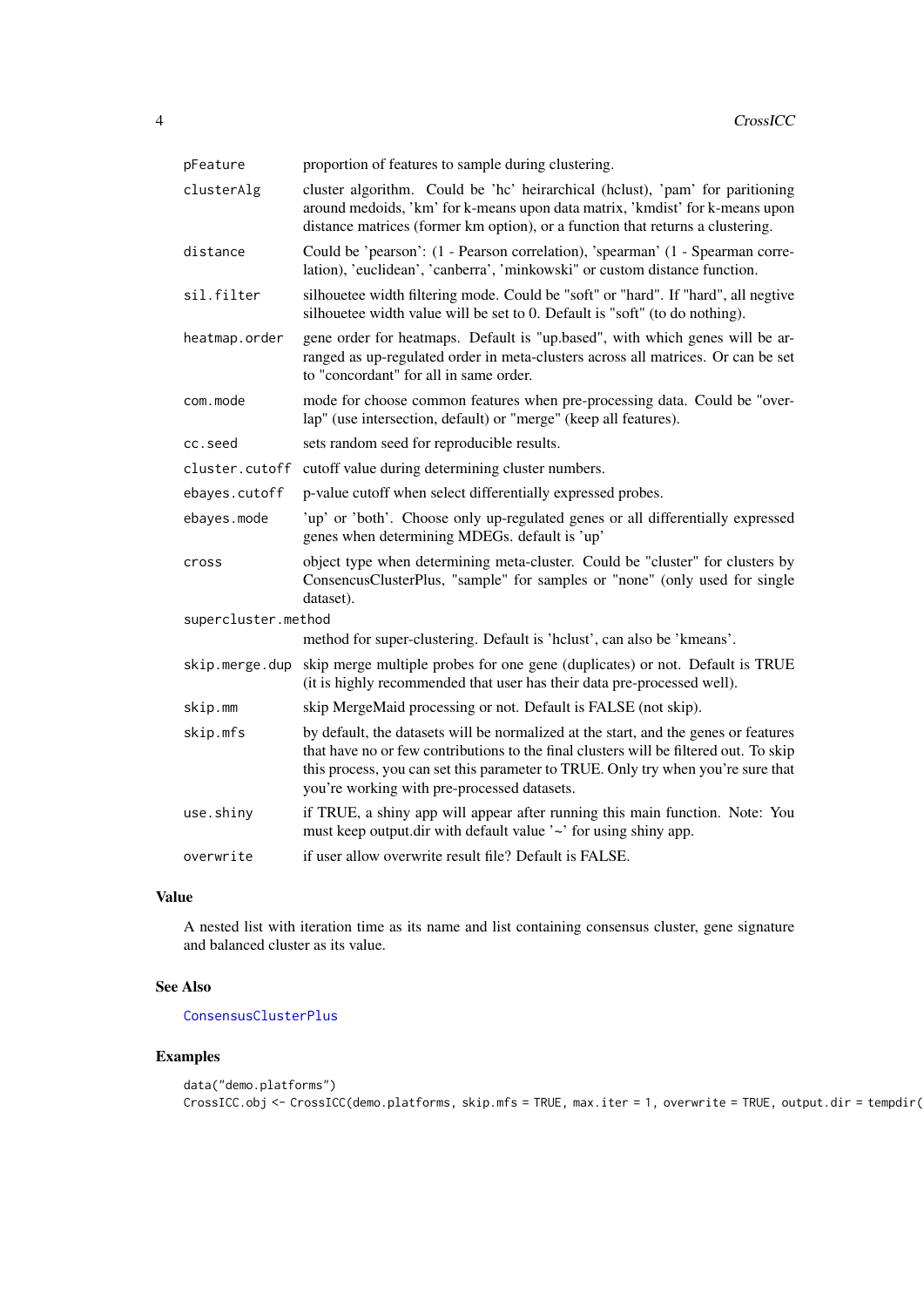| | |
|---|---|
| pFeature | proportion of features to sample during clustering. |
| clusterAlg | cluster algorithm. Could be 'hc' heirarchical (hclust), 'pam' for paritioning around medoids, 'km' for k-means upon data matrix, 'kmdist' for k-means upon distance matrices (former km option), or a function that returns a clustering. |
| distance | Could be 'pearson': (1 - Pearson correlation), 'spearman' (1 - Spearman correlation), 'euclidean', 'canberra', 'minkowski' or custom distance function. |
| sil.filter | silhouetee width filtering mode. Could be "soft" or "hard". If "hard", all negtive silhouetee width value will be set to 0. Default is "soft" (to do nothing). |
| heatmap.order | gene order for heatmaps. Default is "up.based", with which genes will be arranged as up-regulated order in meta-clusters across all matrices. Or can be set to "concordant" for all in same order. |
| com.mode | mode for choose common features when pre-processing data. Could be "overlap" (use intersection, default) or "merge" (keep all features). |
| cc.seed | sets random seed for reproducible results. |
| cluster.cutoff | cutoff value during determining cluster numbers. |
| ebayes.cutoff | p-value cutoff when select differentially expressed probes. |
| ebayes.mode | 'up' or 'both'. Choose only up-regulated genes or all differentially expressed genes when determining MDEGs. default is 'up' |
| cross | object type when determining meta-cluster. Could be "cluster" for clusters by ConsencusClusterPlus, "sample" for samples or "none" (only used for single dataset). |
| supercluster.method | method for super-clustering. Default is 'hclust', can also be 'kmeans'. |
| skip.merge.dup | skip merge multiple probes for one gene (duplicates) or not. Default is TRUE (it is highly recommended that user has their data pre-processed well). |
| skip.mm | skip MergeMaid processing or not. Default is FALSE (not skip). |
| skip.mfs | by default, the datasets will be normalized at the start, and the genes or features that have no or few contributions to the final clusters will be filtered out. To skip this process, you can set this parameter to TRUE. Only try when you're sure that you're working with pre-processed datasets. |
| use.shiny | if TRUE, a shiny app will appear after running this main function. Note: You must keep output.dir with default value '~' for using shiny app. |
| overwrite | if user allow overwrite result file? Default is FALSE. |

## Value

A nested list with iteration time as its name and list containing consensus cluster, gene signature and balanced cluster as its value.

## See Also

ConsensusClusterPlus

## Examples

```
data("demo.platforms")
CrossICC.obj <- CrossICC(demo.platforms, skip.mfs = TRUE, max.iter = 1, overwrite = TRUE, output.dir = tempdir(
```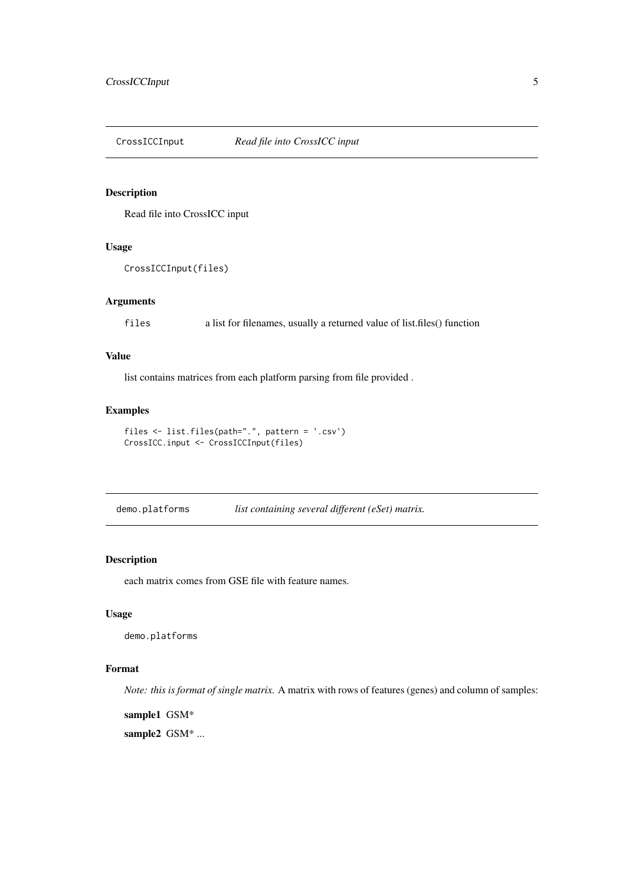## CrossICCInput *Read file into CrossICC input*

### Description

Read file into CrossICC input

### Usage

```
CrossICCInput(files)
```

### Arguments

`files` a list for filenames, usually a returned value of list.files() function

### Value

list contains matrices from each platform parsing from file provided .

### Examples

```
files <- list.files(path=".", pattern = '.csv')
CrossICC.input <- CrossICCInput(files)
```

## demo.platforms *list containing several different (eSet) matrix.*

### Description

each matrix comes from GSE file with feature names.

### Usage

```
demo.platforms
```

### Format

*Note: this is format of single matrix.* A matrix with rows of features (genes) and column of samples:

**sample1** GSM*

**sample2** GSM* ...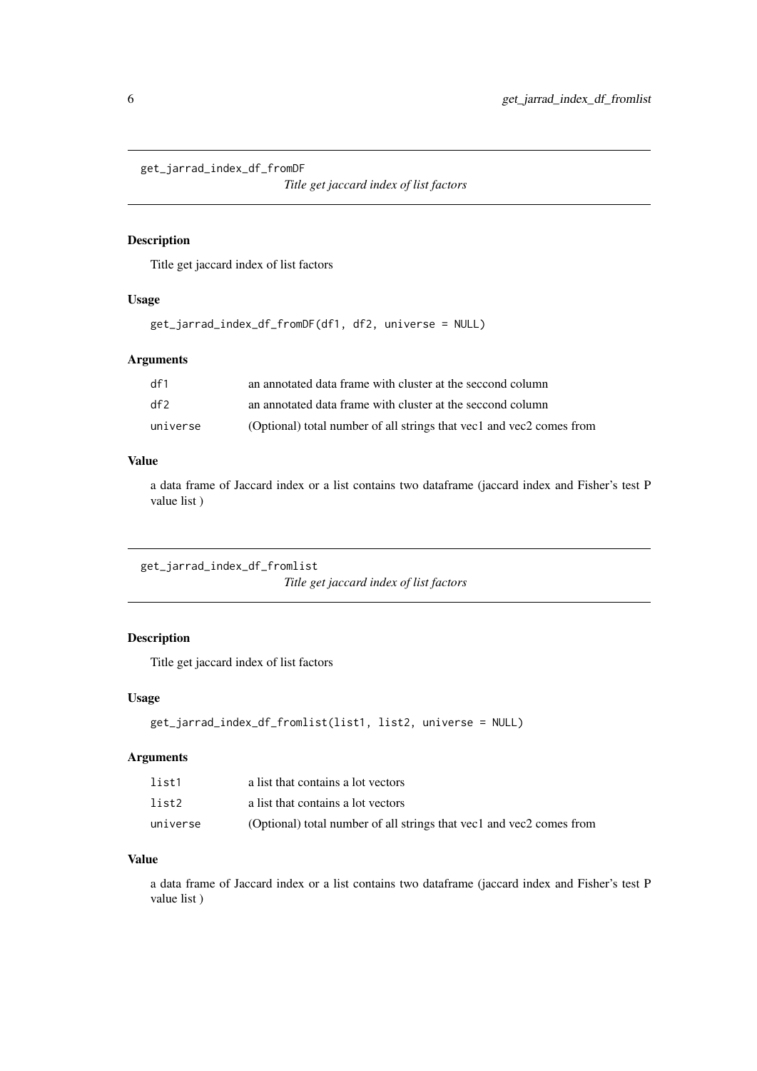## get_jarrad_index_df_fromDF

*Title get jaccard index of list factors*

### Description

Title get jaccard index of list factors

### Usage

```
get_jarrad_index_df_fromDF(df1, df2, universe = NULL)
```

### Arguments

| | |
|---|---|
| df1 | an annotated data frame with cluster at the seccond column |
| df2 | an annotated data frame with cluster at the seccond column |
| universe | (Optional) total number of all strings that vec1 and vec2 comes from |

### Value

a data frame of Jaccard index or a list contains two dataframe (jaccard index and Fisher's test P value list )

## get_jarrad_index_df_fromlist

*Title get jaccard index of list factors*

### Description

Title get jaccard index of list factors

### Usage

```
get_jarrad_index_df_fromlist(list1, list2, universe = NULL)
```

### Arguments

| | |
|---|---|
| list1 | a list that contains a lot vectors |
| list2 | a list that contains a lot vectors |
| universe | (Optional) total number of all strings that vec1 and vec2 comes from |

### Value

a data frame of Jaccard index or a list contains two dataframe (jaccard index and Fisher's test P value list )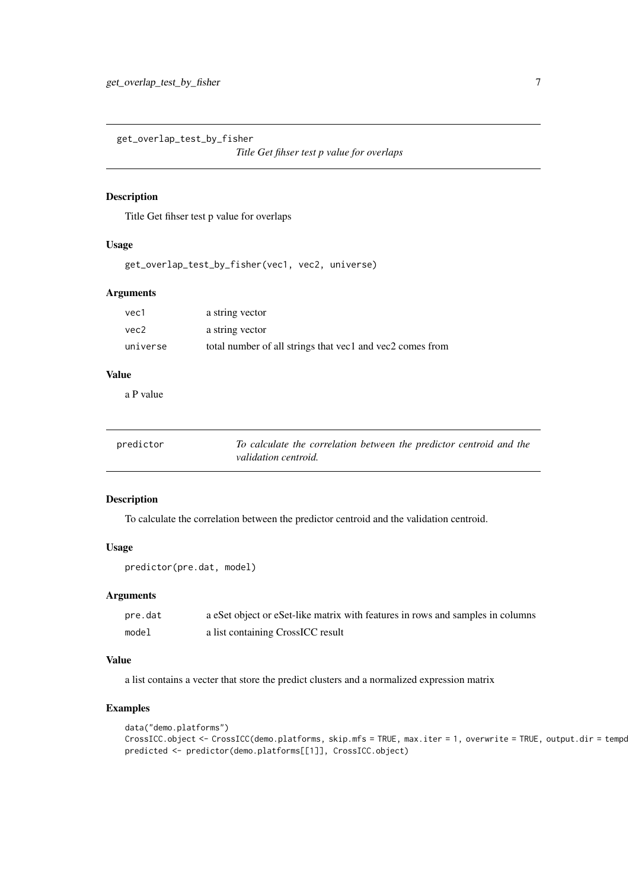## get_overlap_test_by_fisher

*Title Get fihser test p value for overlaps*

### Description

Title Get fihser test p value for overlaps

### Usage

```
get_overlap_test_by_fisher(vec1, vec2, universe)
```

### Arguments

| | |
|---|---|
| vec1 | a string vector |
| vec2 | a string vector |
| universe | total number of all strings that vec1 and vec2 comes from |

### Value

a P value

## predictor

*To calculate the correlation between the predictor centroid and the validation centroid.*

### Description

To calculate the correlation between the predictor centroid and the validation centroid.

### Usage

```
predictor(pre.dat, model)
```

### Arguments

| | |
|---|---|
| pre.dat | a eSet object or eSet-like matrix with features in rows and samples in columns |
| model | a list containing CrossICC result |

### Value

a list contains a vecter that store the predict clusters and a normalized expression matrix

### Examples

```
data("demo.platforms")
CrossICC.object <- CrossICC(demo.platforms, skip.mfs = TRUE, max.iter = 1, overwrite = TRUE, output.dir = tempd
predicted <- predictor(demo.platforms[[1]], CrossICC.object)
```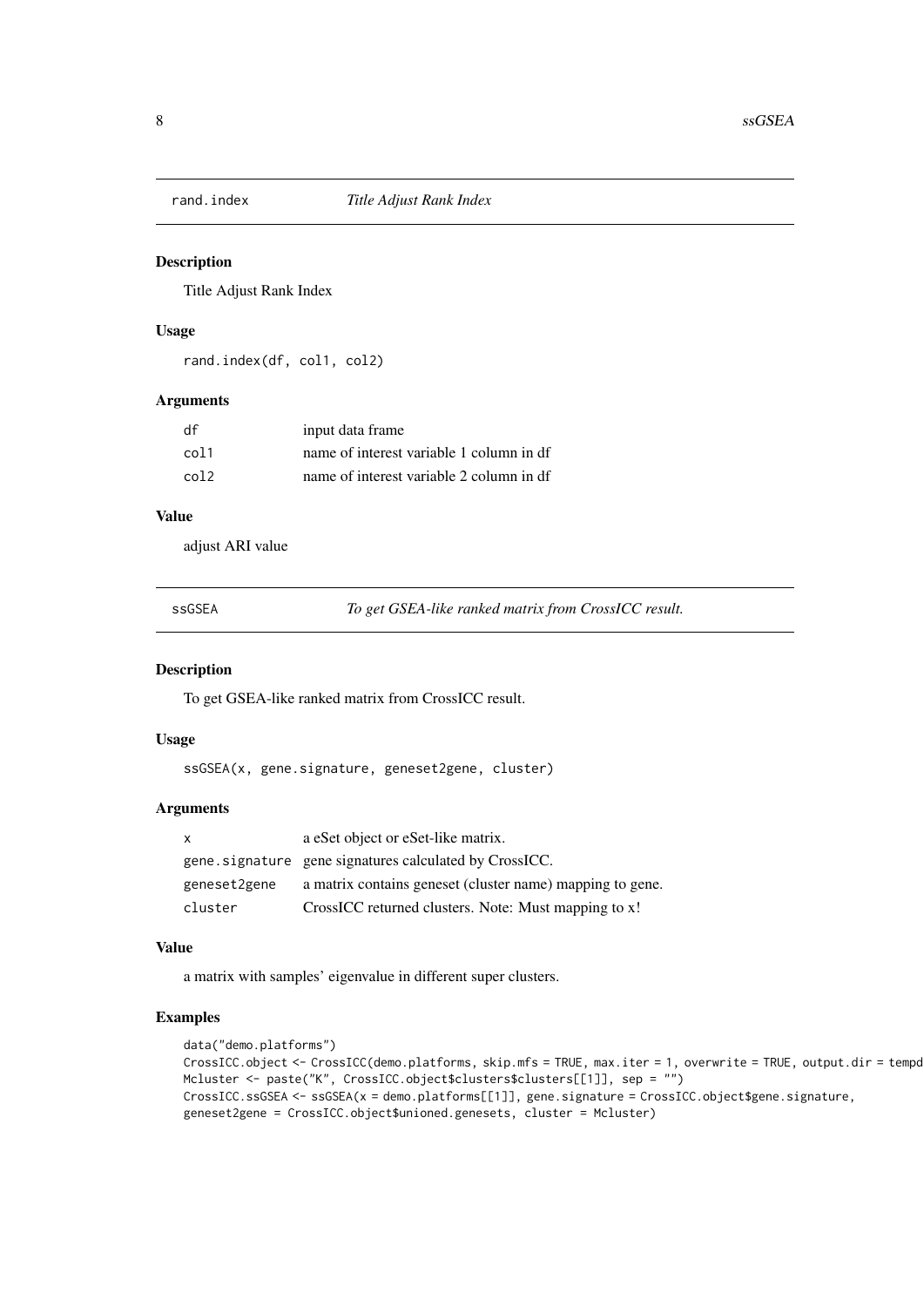## rand.index — *Title Adjust Rank Index*

### Description

Title Adjust Rank Index

### Usage

```
rand.index(df, col1, col2)
```

### Arguments

| | |
|---|---|
| df | input data frame |
| col1 | name of interest variable 1 column in df |
| col2 | name of interest variable 2 column in df |

### Value

adjust ARI value

## ssGSEA — *To get GSEA-like ranked matrix from CrossICC result.*

### Description

To get GSEA-like ranked matrix from CrossICC result.

### Usage

```
ssGSEA(x, gene.signature, geneset2gene, cluster)
```

### Arguments

| | |
|---|---|
| x | a eSet object or eSet-like matrix. |
| gene.signature | gene signatures calculated by CrossICC. |
| geneset2gene | a matrix contains geneset (cluster name) mapping to gene. |
| cluster | CrossICC returned clusters. Note: Must mapping to x! |

### Value

a matrix with samples' eigenvalue in different super clusters.

### Examples

```
data("demo.platforms")
CrossICC.object <- CrossICC(demo.platforms, skip.mfs = TRUE, max.iter = 1, overwrite = TRUE, output.dir = tempd
Mcluster <- paste("K", CrossICC.object$clusters$clusters[[1]], sep = "")
CrossICC.ssGSEA <- ssGSEA(x = demo.platforms[[1]], gene.signature = CrossICC.object$gene.signature,
geneset2gene = CrossICC.object$unioned.genesets, cluster = Mcluster)
```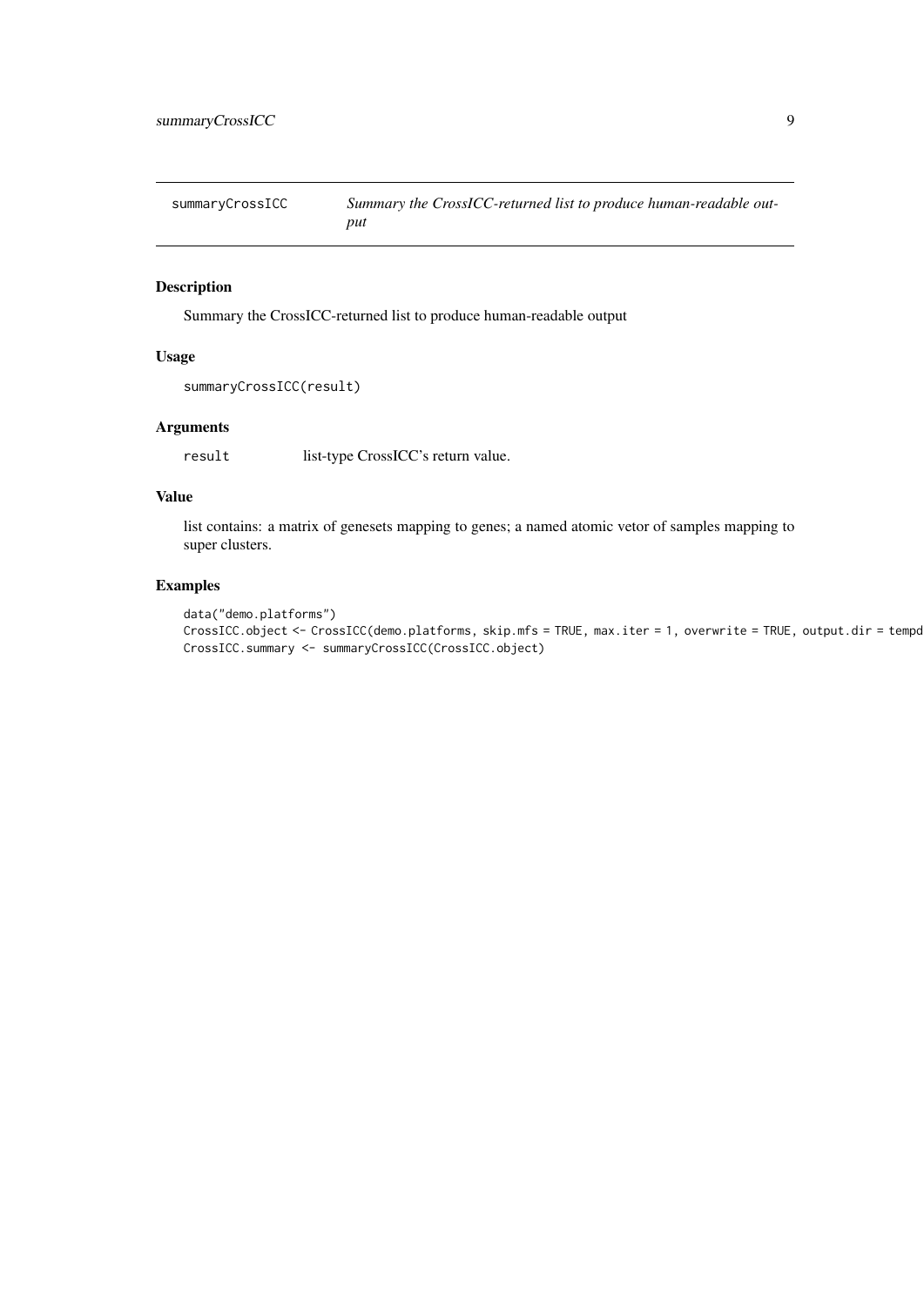summaryCrossICC    *Summary the CrossICC-returned list to produce human-readable output*

## Description

Summary the CrossICC-returned list to produce human-readable output

## Usage

```
summaryCrossICC(result)
```

## Arguments

| | |
|---|---|
| result | list-type CrossICC's return value. |

## Value

list contains: a matrix of genesets mapping to genes; a named atomic vetor of samples mapping to super clusters.

## Examples

```
data("demo.platforms")
CrossICC.object <- CrossICC(demo.platforms, skip.mfs = TRUE, max.iter = 1, overwrite = TRUE, output.dir = tempd
CrossICC.summary <- summaryCrossICC(CrossICC.object)
```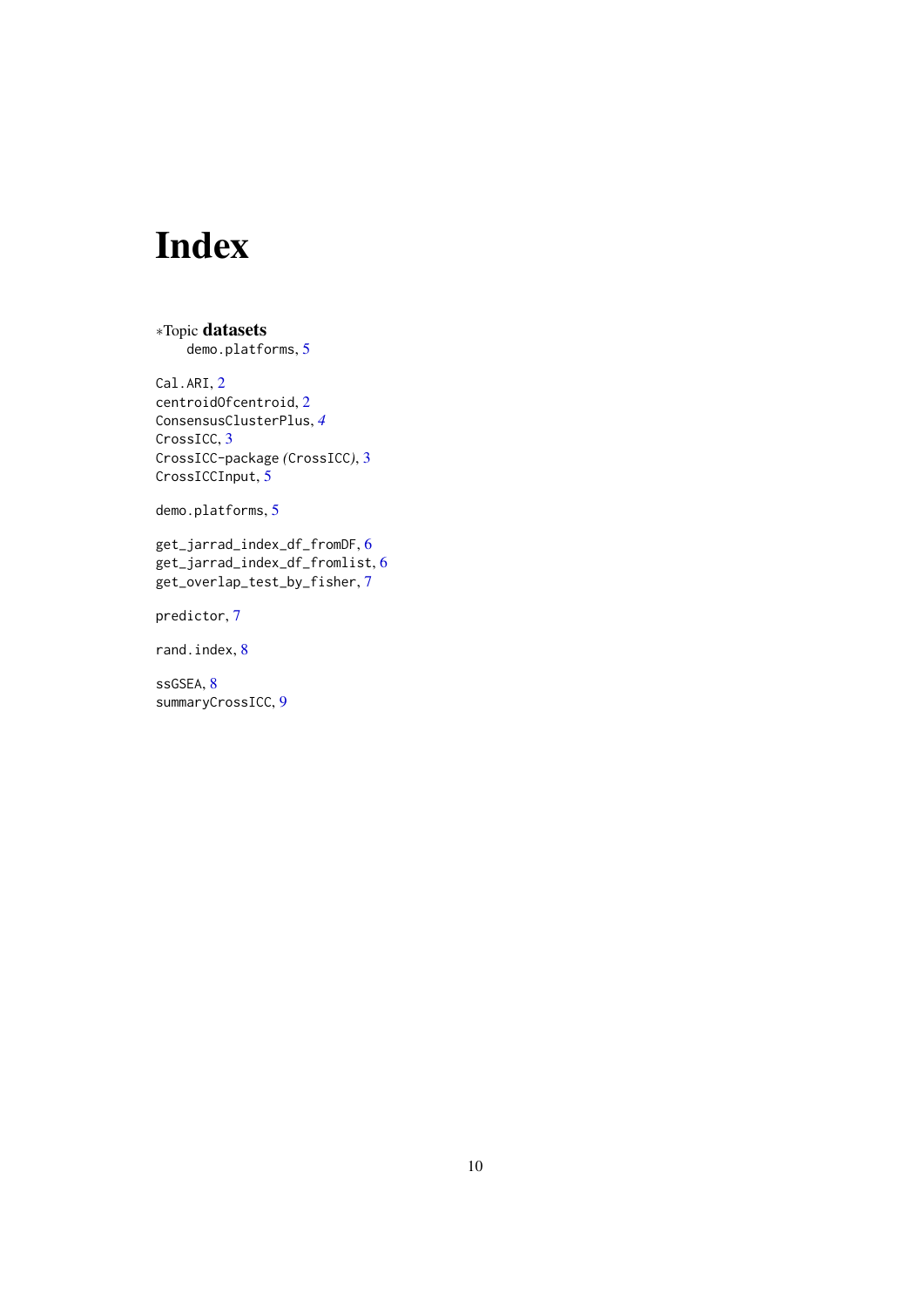# Index

*Topic **datasets**
  demo.platforms, 5

Cal.ARI, 2
centroidOfcentroid, 2
ConsensusClusterPlus, *4*
CrossICC, 3
CrossICC-package *(*CrossICC*)*, 3
CrossICCInput, 5

demo.platforms, 5

get_jarrad_index_df_fromDF, 6
get_jarrad_index_df_fromlist, 6
get_overlap_test_by_fisher, 7

predictor, 7

rand.index, 8

ssGSEA, 8
summaryCrossICC, 9